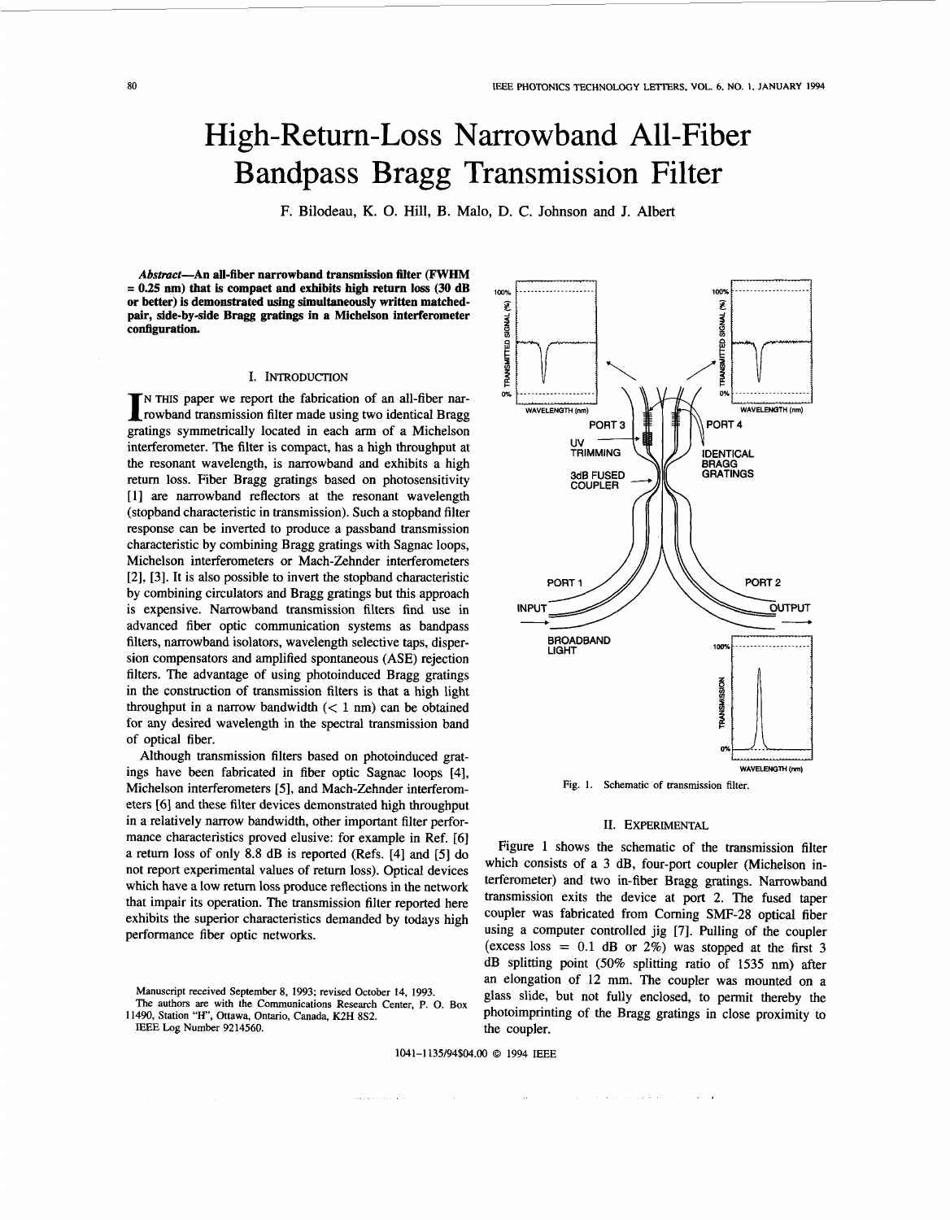# High-Return-Loss Narrowband All-Fiber Bandpass Bragg Transmission Filter

F. Bilodeau, K. O. Hill, B. Malo, D. C. Johnson and J. Albert

***Abstract*—An all-fiber narrowband transmission filter (FWHM = 0.25 nm) that is compact and exhibits high return loss (30 dB or better) is demonstrated using simultaneously written matched-pair, side-by-side Bragg gratings in a Michelson interferometer configuration.**

## I. Introduction

In this paper we report the fabrication of an all-fiber narrowband transmission filter made using two identical Bragg gratings symmetrically located in each arm of a Michelson interferometer. The filter is compact, has a high throughput at the resonant wavelength, is narrowband and exhibits a high return loss. Fiber Bragg gratings based on photosensitivity [1] are narrowband reflectors at the resonant wavelength (stopband characteristic in transmission). Such a stopband filter response can be inverted to produce a passband transmission characteristic by combining Bragg gratings with Sagnac loops, Michelson interferometers or Mach-Zehnder interferometers [2], [3]. It is also possible to invert the stopband characteristic by combining circulators and Bragg gratings but this approach is expensive. Narrowband transmission filters find use in advanced fiber optic communication systems as bandpass filters, narrowband isolators, wavelength selective taps, dispersion compensators and amplified spontaneous (ASE) rejection filters. The advantage of using photoinduced Bragg gratings in the construction of transmission filters is that a high light throughput in a narrow bandwidth (< 1 nm) can be obtained for any desired wavelength in the spectral transmission band of optical fiber.

Although transmission filters based on photoinduced gratings have been fabricated in fiber optic Sagnac loops [4], Michelson interferometers [5], and Mach-Zehnder interferometers [6] and these filter devices demonstrated high throughput in a relatively narrow bandwidth, other important filter performance characteristics proved elusive: for example in Ref. [6] a return loss of only 8.8 dB is reported (Refs. [4] and [5] do not report experimental values of return loss). Optical devices which have a low return loss produce reflections in the network that impair its operation. The transmission filter reported here exhibits the superior characteristics demanded by todays high performance fiber optic networks.

Manuscript received September 8, 1993; revised October 14, 1993.
The authors are with the Communications Research Center, P. O. Box 11490, Station "H", Ottawa, Ontario, Canada, K2H 8S2.
IEEE Log Number 9214560.

Fig. 1. Schematic of transmission filter.

## II. Experimental

Figure 1 shows the schematic of the transmission filter which consists of a 3 dB, four-port coupler (Michelson interferometer) and two in-fiber Bragg gratings. Narrowband transmission exits the device at port 2. The fused taper coupler was fabricated from Corning SMF-28 optical fiber using a computer controlled jig [7]. Pulling of the coupler (excess loss = 0.1 dB or 2%) was stopped at the first 3 dB splitting point (50% splitting ratio of 1535 nm) after an elongation of 12 mm. The coupler was mounted on a glass slide, but not fully enclosed, to permit thereby the photoimprinting of the Bragg gratings in close proximity to the coupler.

1041-1135/94$04.00 © 1994 IEEE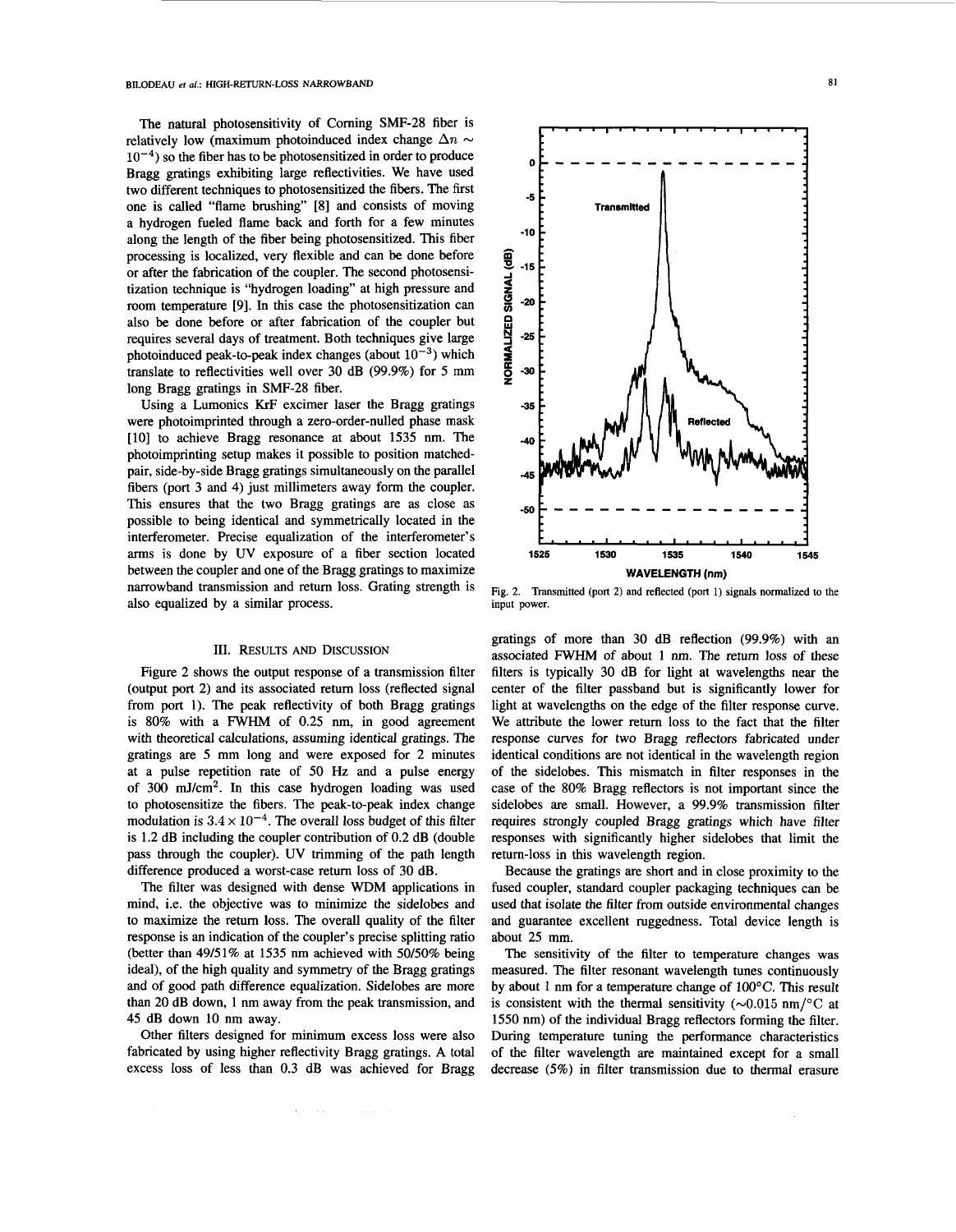The natural photosensitivity of Corning SMF-28 fiber is relatively low (maximum photoinduced index change $\Delta n \sim 10^{-4}$) so the fiber has to be photosensitized in order to produce Bragg gratings exhibiting large reflectivities. We have used two different techniques to photosensitized the fibers. The first one is called "flame brushing" [8] and consists of moving a hydrogen fueled flame back and forth for a few minutes along the length of the fiber being photosensitized. This fiber processing is localized, very flexible and can be done before or after the fabrication of the coupler. The second photosensitization technique is "hydrogen loading" at high pressure and room temperature [9]. In this case the photosensitization can also be done before or after fabrication of the coupler but requires several days of treatment. Both techniques give large photoinduced peak-to-peak index changes (about $10^{-3}$) which translate to reflectivities well over 30 dB (99.9%) for 5 mm long Bragg gratings in SMF-28 fiber.

Using a Lumonics KrF excimer laser the Bragg gratings were photoimprinted through a zero-order-nulled phase mask [10] to achieve Bragg resonance at about 1535 nm. The photoimprinting setup makes it possible to position matched-pair, side-by-side Bragg gratings simultaneously on the parallel fibers (port 3 and 4) just millimeters away form the coupler. This ensures that the two Bragg gratings are as close as possible to being identical and symmetrically located in the interferometer. Precise equalization of the interferometer's arms is done by UV exposure of a fiber section located between the coupler and one of the Bragg gratings to maximize narrowband transmission and return loss. Grating strength is also equalized by a similar process.

## III. Results and Discussion

Figure 2 shows the output response of a transmission filter (output port 2) and its associated return loss (reflected signal from port 1). The peak reflectivity of both Bragg gratings is 80% with a FWHM of 0.25 nm, in good agreement with theoretical calculations, assuming identical gratings. The gratings are 5 mm long and were exposed for 2 minutes at a pulse repetition rate of 50 Hz and a pulse energy of 300 mJ/cm$^2$. In this case hydrogen loading was used to photosensitize the fibers. The peak-to-peak index change modulation is $3.4 \times 10^{-4}$. The overall loss budget of this filter is 1.2 dB including the coupler contribution of 0.2 dB (double pass through the coupler). UV trimming of the path length difference produced a worst-case return loss of 30 dB.

The filter was designed with dense WDM applications in mind, i.e. the objective was to minimize the sidelobes and to maximize the return loss. The overall quality of the filter response is an indication of the coupler's precise splitting ratio (better than 49/51% at 1535 nm achieved with 50/50% being ideal), of the high quality and symmetry of the Bragg gratings and of good path difference equalization. Sidelobes are more than 20 dB down, 1 nm away from the peak transmission, and 45 dB down 10 nm away.

Other filters designed for minimum excess loss were also fabricated by using higher reflectivity Bragg gratings. A total excess loss of less than 0.3 dB was achieved for Bragg gratings of more than 30 dB reflection (99.9%) with an associated FWHM of about 1 nm. The return loss of these filters is typically 30 dB for light at wavelengths near the center of the filter passband but is significantly lower for light at wavelengths on the edge of the filter response curve. We attribute the lower return loss to the fact that the filter response curves for two Bragg reflectors fabricated under identical conditions are not identical in the wavelength region of the sidelobes. This mismatch in filter responses in the case of the 80% Bragg reflectors is not important since the sidelobes are small. However, a 99.9% transmission filter requires strongly coupled Bragg gratings which have filter responses with significantly higher sidelobes that limit the return-loss in this wavelength region.

Because the gratings are short and in close proximity to the fused coupler, standard coupler packaging techniques can be used that isolate the filter from outside environmental changes and guarantee excellent ruggedness. Total device length is about 25 mm.

The sensitivity of the filter to temperature changes was measured. The filter resonant wavelength tunes continuously by about 1 nm for a temperature change of 100°C. This result is consistent with the thermal sensitivity (~0.015 nm/°C at 1550 nm) of the individual Bragg reflectors forming the filter. During temperature tuning the performance characteristics of the filter wavelength are maintained except for a small decrease (5%) in filter transmission due to thermal erasure

Fig. 2. Transmitted (port 2) and reflected (port 1) signals normalized to the input power.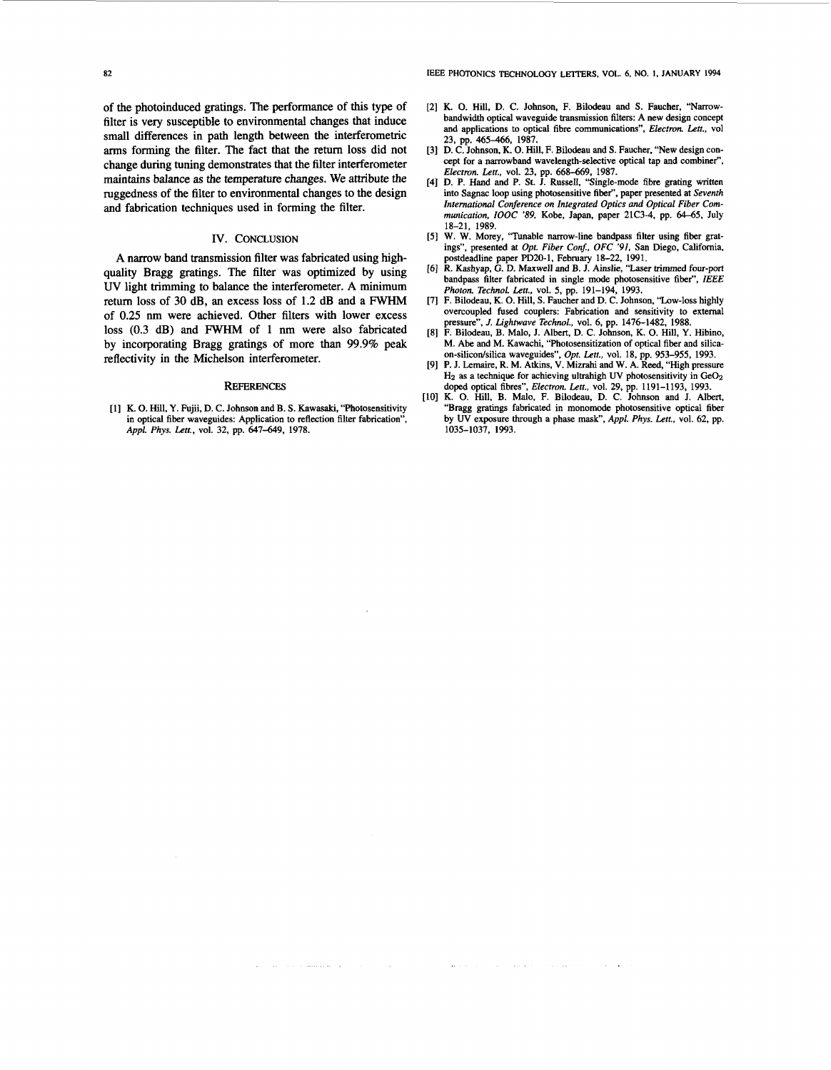of the photoinduced gratings. The performance of this type of filter is very susceptible to environmental changes that induce small differences in path length between the interferometric arms forming the filter. The fact that the return loss did not change during tuning demonstrates that the filter interferometer maintains balance as the temperature changes. We attribute the ruggedness of the filter to environmental changes to the design and fabrication techniques used in forming the filter.

## IV. Conclusion

A narrow band transmission filter was fabricated using high-quality Bragg gratings. The filter was optimized by using UV light trimming to balance the interferometer. A minimum return loss of 30 dB, an excess loss of 1.2 dB and a FWHM of 0.25 nm were achieved. Other filters with lower excess loss (0.3 dB) and FWHM of 1 nm were also fabricated by incorporating Bragg gratings of more than 99.9% peak reflectivity in the Michelson interferometer.

## References

[1] K. O. Hill, Y. Fujii, D. C. Johnson and B. S. Kawasaki, "Photosensitivity in optical fiber waveguides: Application to reflection filter fabrication", *Appl. Phys. Lett.*, vol. 32, pp. 647–649, 1978.

[2] K. O. Hill, D. C. Johnson, F. Bilodeau and S. Faucher, "Narrow-bandwidth optical waveguide transmission filters: A new design concept and applications to optical fibre communications", *Electron. Lett.*, vol 23, pp. 465–466, 1987.

[3] D. C. Johnson, K. O. Hill, F. Bilodeau and S. Faucher, "New design concept for a narrowband wavelength-selective optical tap and combiner", *Electron. Lett.*, vol. 23, pp. 668–669, 1987.

[4] D. P. Hand and P. St. J. Russell, "Single-mode fibre grating written into Sagnac loop using photosensitive fiber", paper presented at *Seventh International Conference on Integrated Optics and Optical Fiber Communication, IOOC '89*, Kobe, Japan, paper 21C3-4, pp. 64–65, July 18–21, 1989.

[5] W. W. Morey, "Tunable narrow-line bandpass filter using fiber gratings", presented at *Opt. Fiber Conf., OFC '91*, San Diego, California, postdeadline paper PD20-1, February 18–22, 1991.

[6] R. Kashyap, G. D. Maxwell and B. J. Ainslie, "Laser trimmed four-port bandpass filter fabricated in single mode photosensitive fiber", *IEEE Photon. Technol. Lett.*, vol. 5, pp. 191–194, 1993.

[7] F. Bilodeau, K. O. Hill, S. Faucher and D. C. Johnson, "Low-loss highly overcoupled fused couplers: Fabrication and sensitivity to external pressure", *J. Lightwave Technol.*, vol. 6, pp. 1476–1482, 1988.

[8] F. Bilodeau, B. Malo, J. Albert, D. C. Johnson, K. O. Hill, Y. Hibino, M. Abe and M. Kawachi, "Photosensitization of optical fiber and silica-on-silicon/silica waveguides", *Opt. Lett.*, vol. 18, pp. 953–955, 1993.

[9] P. J. Lemaire, R. M. Atkins, V. Mizrahi and W. A. Reed, "High pressure $H_2$ as a technique for achieving ultrahigh UV photosensitivity in $GeO_2$ doped optical fibres", *Electron. Lett.*, vol. 29, pp. 1191–1193, 1993.

[10] K. O. Hill, B. Malo, F. Bilodeau, D. C. Johnson and J. Albert, "Bragg gratings fabricated in monomode photosensitive optical fiber by UV exposure through a phase mask", *Appl. Phys. Lett.*, vol. 62, pp. 1035–1037, 1993.